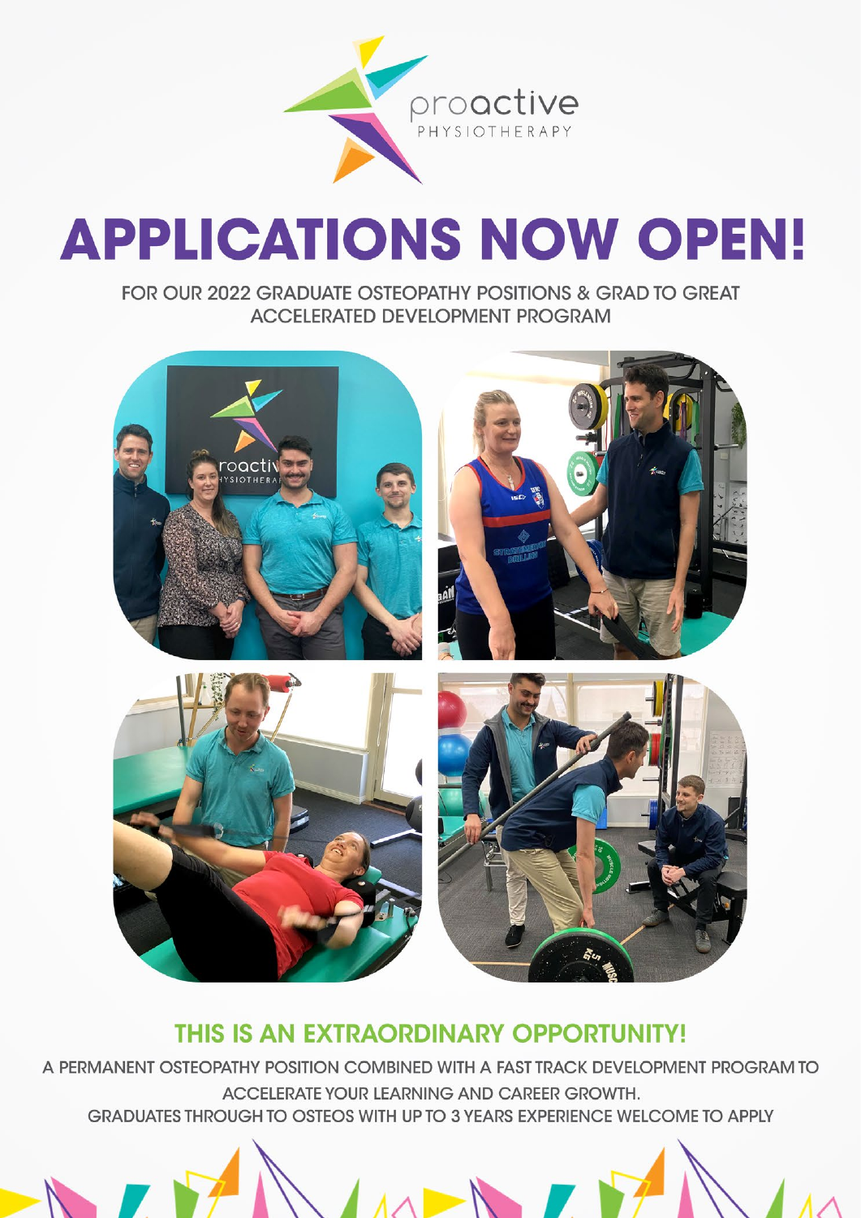proactive
PHYSIOTHERAPY

# APPLICATIONS NOW OPEN!

FOR OUR 2022 GRADUATE OSTEOPATHY POSITIONS & GRAD TO GREAT ACCELERATED DEVELOPMENT PROGRAM

## THIS IS AN EXTRAORDINARY OPPORTUNITY!

A PERMANENT OSTEOPATHY POSITION COMBINED WITH A FAST TRACK DEVELOPMENT PROGRAM TO ACCELERATE YOUR LEARNING AND CAREER GROWTH.

GRADUATES THROUGH TO OSTEOS WITH UP TO 3 YEARS EXPERIENCE WELCOME TO APPLY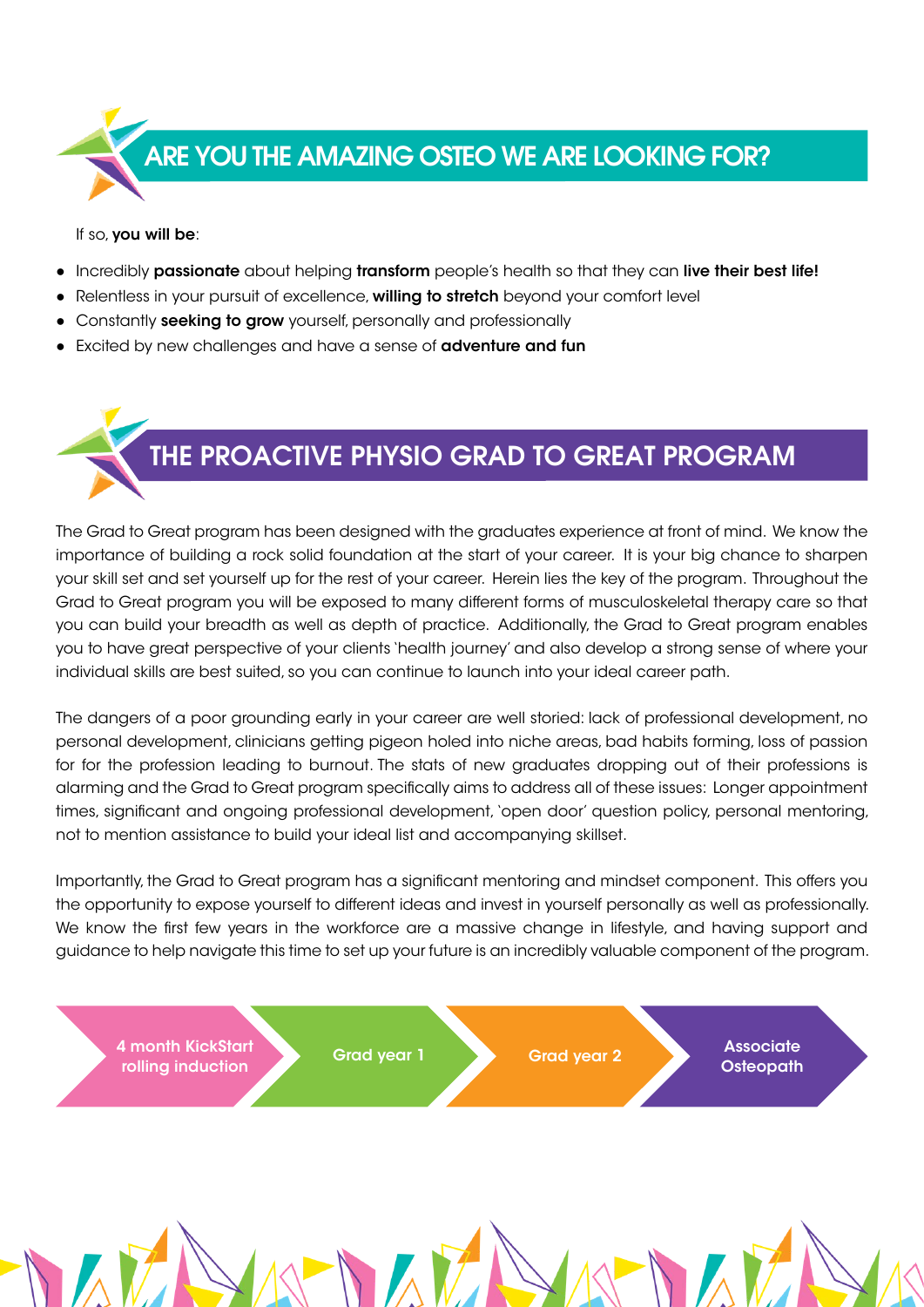## ARE YOU THE AMAZING OSTEO WE ARE LOOKING FOR?

If so, **you will be**:

- Incredibly **passionate** about helping **transform** people's health so that they can **live their best life!**
- Relentless in your pursuit of excellence, **willing to stretch** beyond your comfort level
- Constantly **seeking to grow** yourself, personally and professionally
- Excited by new challenges and have a sense of **adventure and fun**

## THE PROACTIVE PHYSIO GRAD TO GREAT PROGRAM

The Grad to Great program has been designed with the graduates experience at front of mind. We know the importance of building a rock solid foundation at the start of your career. It is your big chance to sharpen your skill set and set yourself up for the rest of your career. Herein lies the key of the program. Throughout the Grad to Great program you will be exposed to many different forms of musculoskeletal therapy care so that you can build your breadth as well as depth of practice. Additionally, the Grad to Great program enables you to have great perspective of your clients 'health journey' and also develop a strong sense of where your individual skills are best suited, so you can continue to launch into your ideal career path.

The dangers of a poor grounding early in your career are well storied: lack of professional development, no personal development, clinicians getting pigeon holed into niche areas, bad habits forming, loss of passion for for the profession leading to burnout. The stats of new graduates dropping out of their professions is alarming and the Grad to Great program specifically aims to address all of these issues: Longer appointment times, significant and ongoing professional development, 'open door' question policy, personal mentoring, not to mention assistance to build your ideal list and accompanying skillset.

Importantly, the Grad to Great program has a significant mentoring and mindset component. This offers you the opportunity to expose yourself to different ideas and invest in yourself personally as well as professionally. We know the first few years in the workforce are a massive change in lifestyle, and having support and guidance to help navigate this time to set up your future is an incredibly valuable component of the program.

**4 month KickStart rolling induction** → **Grad year 1** → **Grad year 2** → **Associate Osteopath**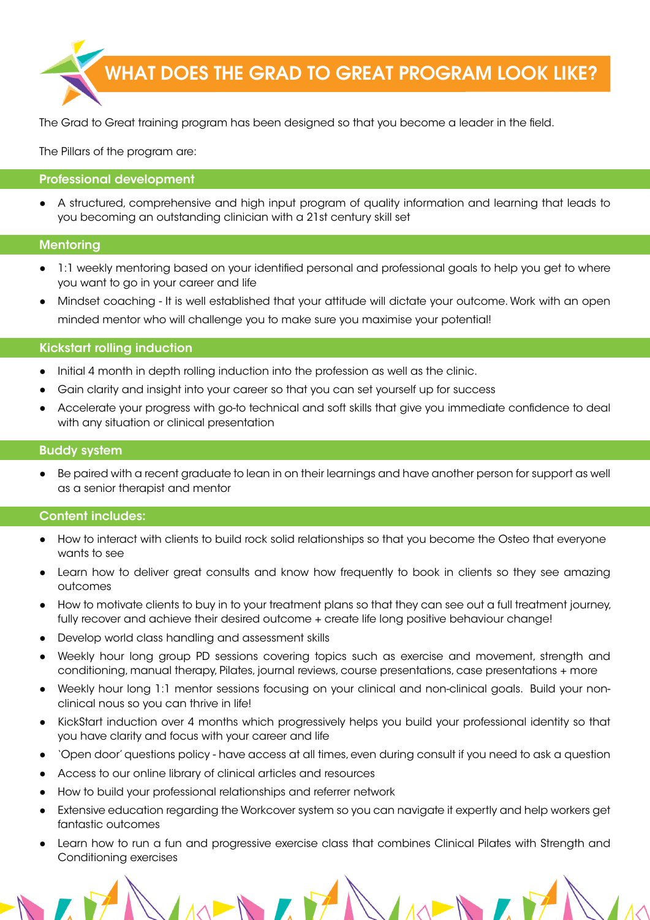# WHAT DOES THE GRAD TO GREAT PROGRAM LOOK LIKE?

The Grad to Great training program has been designed so that you become a leader in the field.

The Pillars of the program are:

## Professional development

- A structured, comprehensive and high input program of quality information and learning that leads to you becoming an outstanding clinician with a 21st century skill set

## Mentoring

- 1:1 weekly mentoring based on your identified personal and professional goals to help you get to where you want to go in your career and life
- Mindset coaching - It is well established that your attitude will dictate your outcome. Work with an open minded mentor who will challenge you to make sure you maximise your potential!

## Kickstart rolling induction

- Initial 4 month in depth rolling induction into the profession as well as the clinic.
- Gain clarity and insight into your career so that you can set yourself up for success
- Accelerate your progress with go-to technical and soft skills that give you immediate confidence to deal with any situation or clinical presentation

## Buddy system

- Be paired with a recent graduate to lean in on their learnings and have another person for support as well as a senior therapist and mentor

## Content includes:

- How to interact with clients to build rock solid relationships so that you become the Osteo that everyone wants to see
- Learn how to deliver great consults and know how frequently to book in clients so they see amazing outcomes
- How to motivate clients to buy in to your treatment plans so that they can see out a full treatment journey, fully recover and achieve their desired outcome + create life long positive behaviour change!
- Develop world class handling and assessment skills
- Weekly hour long group PD sessions covering topics such as exercise and movement, strength and conditioning, manual therapy, Pilates, journal reviews, course presentations, case presentations + more
- Weekly hour long 1:1 mentor sessions focusing on your clinical and non-clinical goals. Build your non-clinical nous so you can thrive in life!
- KickStart induction over 4 months which progressively helps you build your professional identity so that you have clarity and focus with your career and life
- 'Open door' questions policy - have access at all times, even during consult if you need to ask a question
- Access to our online library of clinical articles and resources
- How to build your professional relationships and referrer network
- Extensive education regarding the Workcover system so you can navigate it expertly and help workers get fantastic outcomes
- Learn how to run a fun and progressive exercise class that combines Clinical Pilates with Strength and Conditioning exercises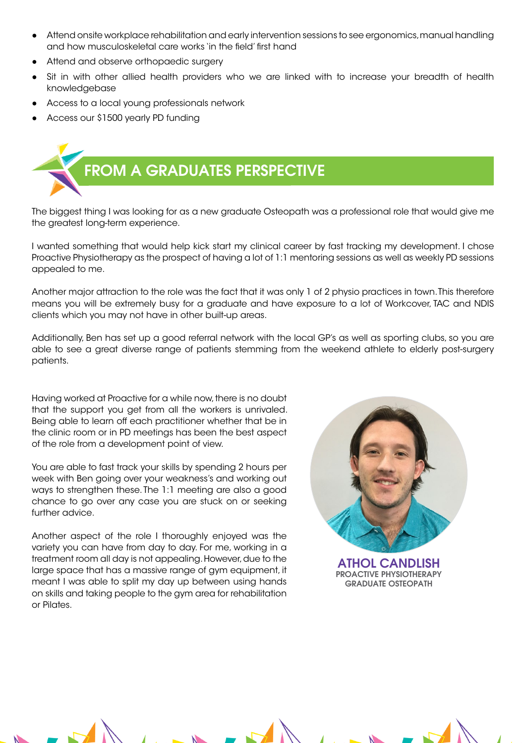- Attend onsite workplace rehabilitation and early intervention sessions to see ergonomics, manual handling and how musculoskeletal care works 'in the field' first hand
- Attend and observe orthopaedic surgery
- Sit in with other allied health providers who we are linked with to increase your breadth of health knowledgebase
- Access to a local young professionals network
- Access our $1500 yearly PD funding

## FROM A GRADUATES PERSPECTIVE

The biggest thing I was looking for as a new graduate Osteopath was a professional role that would give me the greatest long-term experience.

I wanted something that would help kick start my clinical career by fast tracking my development. I chose Proactive Physiotherapy as the prospect of having a lot of 1:1 mentoring sessions as well as weekly PD sessions appealed to me.

Another major attraction to the role was the fact that it was only 1 of 2 physio practices in town. This therefore means you will be extremely busy for a graduate and have exposure to a lot of Workcover, TAC and NDIS clients which you may not have in other built-up areas.

Additionally, Ben has set up a good referral network with the local GP's as well as sporting clubs, so you are able to see a great diverse range of patients stemming from the weekend athlete to elderly post-surgery patients.

Having worked at Proactive for a while now, there is no doubt that the support you get from all the workers is unrivaled. Being able to learn off each practitioner whether that be in the clinic room or in PD meetings has been the best aspect of the role from a development point of view.

You are able to fast track your skills by spending 2 hours per week with Ben going over your weakness's and working out ways to strengthen these. The 1:1 meeting are also a good chance to go over any case you are stuck on or seeking further advice.

Another aspect of the role I thoroughly enjoyed was the variety you can have from day to day. For me, working in a treatment room all day is not appealing. However, due to the large space that has a massive range of gym equipment, it meant I was able to split my day up between using hands on skills and taking people to the gym area for rehabilitation or Pilates.

**ATHOL CANDLISH**
PROACTIVE PHYSIOTHERAPY
GRADUATE OSTEOPATH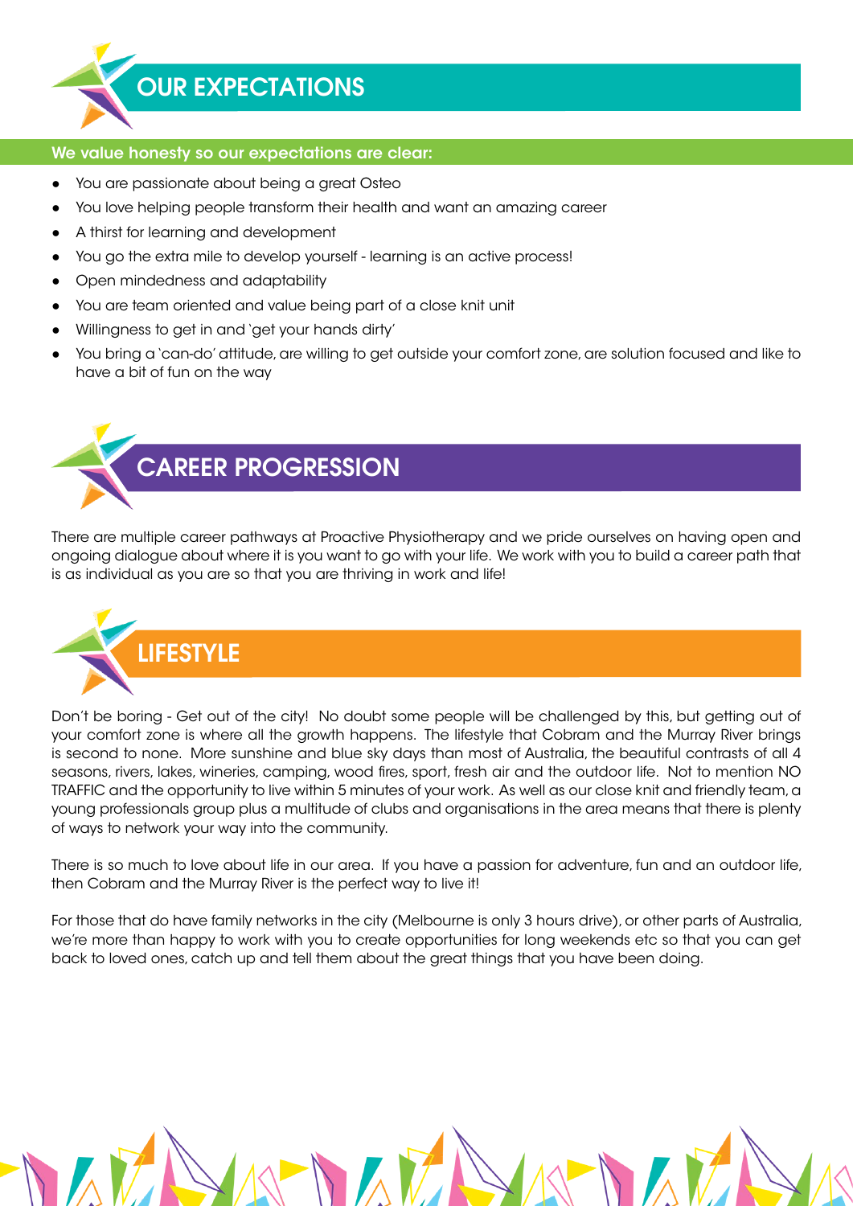## OUR EXPECTATIONS

**We value honesty so our expectations are clear:**

- You are passionate about being a great Osteo
- You love helping people transform their health and want an amazing career
- A thirst for learning and development
- You go the extra mile to develop yourself - learning is an active process!
- Open mindedness and adaptability
- You are team oriented and value being part of a close knit unit
- Willingness to get in and 'get your hands dirty'
- You bring a 'can-do' attitude, are willing to get outside your comfort zone, are solution focused and like to have a bit of fun on the way

## CAREER PROGRESSION

There are multiple career pathways at Proactive Physiotherapy and we pride ourselves on having open and ongoing dialogue about where it is you want to go with your life. We work with you to build a career path that is as individual as you are so that you are thriving in work and life!

## LIFESTYLE

Don't be boring - Get out of the city! No doubt some people will be challenged by this, but getting out of your comfort zone is where all the growth happens. The lifestyle that Cobram and the Murray River brings is second to none. More sunshine and blue sky days than most of Australia, the beautiful contrasts of all 4 seasons, rivers, lakes, wineries, camping, wood fires, sport, fresh air and the outdoor life. Not to mention NO TRAFFIC and the opportunity to live within 5 minutes of your work. As well as our close knit and friendly team, a young professionals group plus a multitude of clubs and organisations in the area means that there is plenty of ways to network your way into the community.

There is so much to love about life in our area. If you have a passion for adventure, fun and an outdoor life, then Cobram and the Murray River is the perfect way to live it!

For those that do have family networks in the city (Melbourne is only 3 hours drive), or other parts of Australia, we're more than happy to work with you to create opportunities for long weekends etc so that you can get back to loved ones, catch up and tell them about the great things that you have been doing.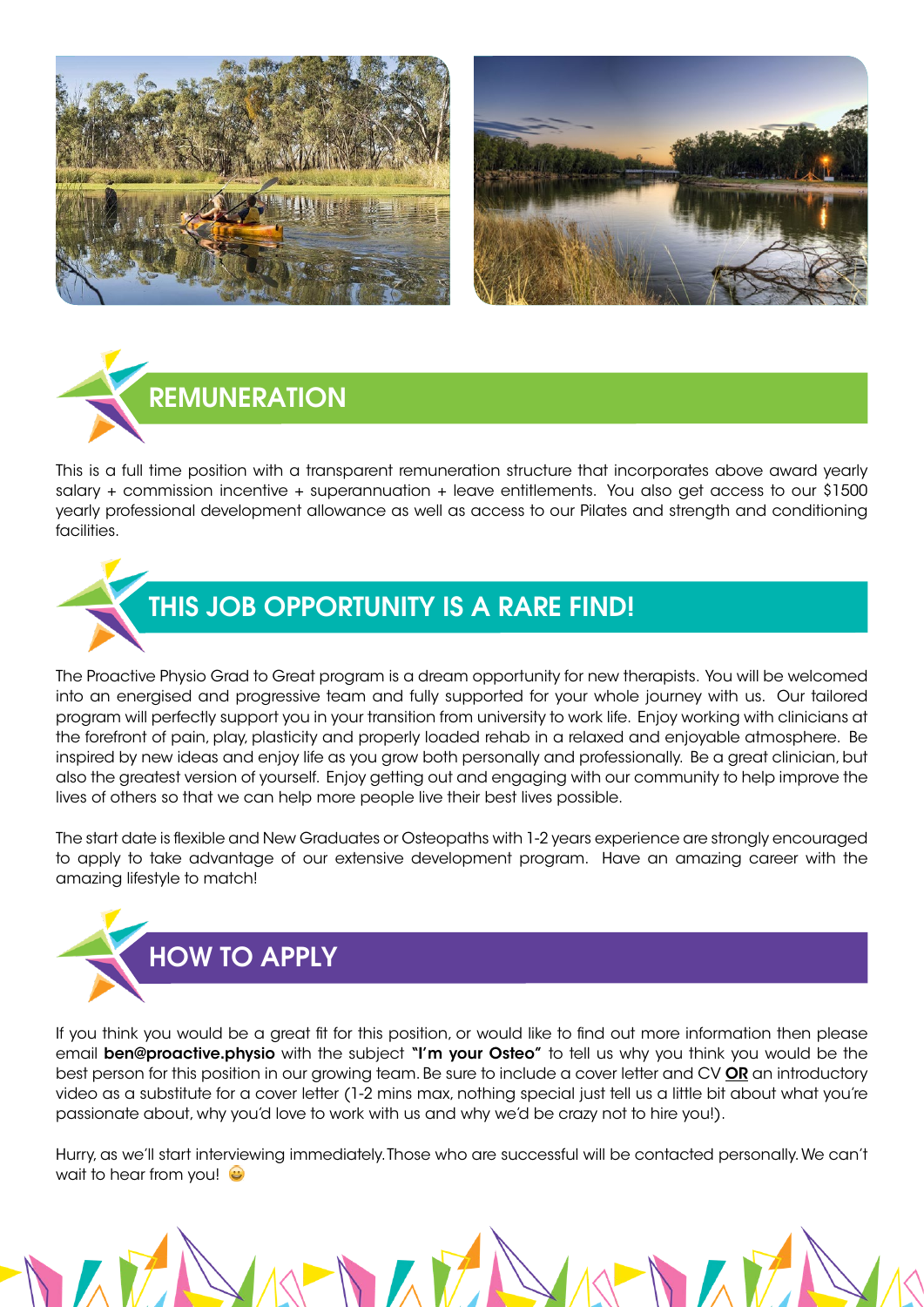## REMUNERATION

This is a full time position with a transparent remuneration structure that incorporates above award yearly salary + commission incentive + superannuation + leave entitlements. You also get access to our $1500 yearly professional development allowance as well as access to our Pilates and strength and conditioning facilities.

## THIS JOB OPPORTUNITY IS A RARE FIND!

The Proactive Physio Grad to Great program is a dream opportunity for new therapists. You will be welcomed into an energised and progressive team and fully supported for your whole journey with us. Our tailored program will perfectly support you in your transition from university to work life. Enjoy working with clinicians at the forefront of pain, play, plasticity and properly loaded rehab in a relaxed and enjoyable atmosphere. Be inspired by new ideas and enjoy life as you grow both personally and professionally. Be a great clinician, but also the greatest version of yourself. Enjoy getting out and engaging with our community to help improve the lives of others so that we can help more people live their best lives possible.

The start date is flexible and New Graduates or Osteopaths with 1-2 years experience are strongly encouraged to apply to take advantage of our extensive development program. Have an amazing career with the amazing lifestyle to match!

## HOW TO APPLY

If you think you would be a great fit for this position, or would like to find out more information then please email **ben@proactive.physio** with the subject **"I'm your Osteo"** to tell us why you think you would be the best person for this position in our growing team. Be sure to include a cover letter and CV **OR** an introductory video as a substitute for a cover letter (1-2 mins max, nothing special just tell us a little bit about what you're passionate about, why you'd love to work with us and why we'd be crazy not to hire you!).

Hurry, as we'll start interviewing immediately. Those who are successful will be contacted personally. We can't wait to hear from you! 😀